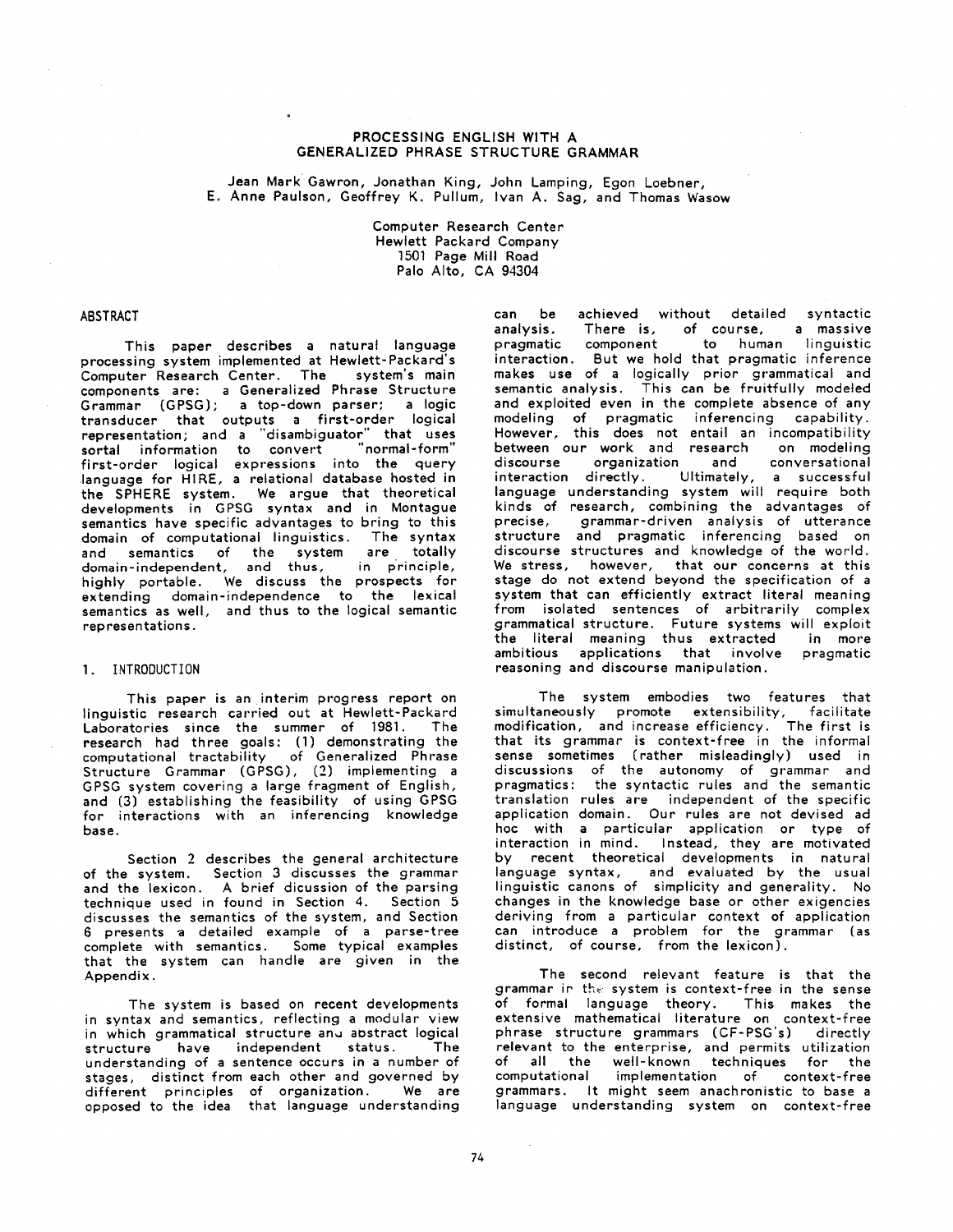# PROCESSING ENGLISH WITH A GENERALIZED PHRASE STRUCTURE GRAMMAR

Jean Mark Gawron, Jonathan King, John Lamping, Egon Loebner, E. Anne Paulson, Geoffrey K. Pullum, Ivan A. Sag, and Thomas Wasow

Computer Research Center
Hewlett Packard Company
1501 Page Mill Road
Palo Alto, CA 94304

## ABSTRACT

This paper describes a natural language processing system implemented at Hewlett-Packard's Computer Research Center. The system's main components are: a Generalized Phrase Structure Grammar (GPSG); a top-down parser; a logic transducer that outputs a first-order logical representation; and a "disambiguator" that uses sortal information to convert "normal-form" first-order logical expressions into the query language for HIRE, a relational database hosted in the SPHERE system. We argue that theoretical developments in GPSG syntax and in Montague semantics have specific advantages to bring to this domain of computational linguistics. The syntax and semantics of the system are totally domain-independent, and thus, in principle, highly portable. We discuss the prospects for extending domain-independence to the lexical semantics as well, and thus to the logical semantic representations.

## 1. INTRODUCTION

This paper is an interim progress report on linguistic research carried out at Hewlett-Packard Laboratories since the summer of 1981. The research had three goals: (1) demonstrating the computational tractability of Generalized Phrase Structure Grammar (GPSG), (2) implementing a GPSG system covering a large fragment of English, and (3) establishing the feasibility of using GPSG for interactions with an inferencing knowledge base.

Section 2 describes the general architecture of the system. Section 3 discusses the grammar and the lexicon. A brief dicussion of the parsing technique used in found in Section 4. Section 5 discusses the semantics of the system, and Section 6 presents a detailed example of a parse-tree complete with semantics. Some typical examples that the system can handle are given in the Appendix.

The system is based on recent developments in syntax and semantics, reflecting a modular view in which grammatical structure and abstract logical structure have independent status. The understanding of a sentence occurs in a number of stages, distinct from each other and governed by different principles of organization. We are opposed to the idea that language understanding can be achieved without detailed syntactic analysis. There is, of course, a massive pragmatic component to human linguistic interaction. But we hold that pragmatic inference makes use of a logically prior grammatical and semantic analysis. This can be fruitfully modeled and exploited even in the complete absence of any modeling of pragmatic inferencing capability. However, this does not entail an incompatibility between our work and research on modeling discourse organization and conversational interaction directly. Ultimately, a successful language understanding system will require both kinds of research, combining the advantages of precise, grammar-driven analysis of utterance structure and pragmatic inferencing based on discourse structures and knowledge of the world. We stress, however, that our concerns at this stage do not extend beyond the specification of a system that can efficiently extract literal meaning from isolated sentences of arbitrarily complex grammatical structure. Future systems will exploit the literal meaning thus extracted in more ambitious applications that involve pragmatic reasoning and discourse manipulation.

The system embodies two features that simultaneously promote extensibility, facilitate modification, and increase efficiency. The first is that its grammar is context-free in the informal sense sometimes (rather misleadingly) used in discussions of the autonomy of grammar and pragmatics: the syntactic rules and the semantic translation rules are independent of the specific application domain. Our rules are not devised ad hoc with a particular application or type of interaction in mind. Instead, they are motivated by recent theoretical developments in natural language syntax, and evaluated by the usual linguistic canons of simplicity and generality. No changes in the knowledge base or other exigencies deriving from a particular context of application can introduce a problem for the grammar (as distinct, of course, from the lexicon).

The second relevant feature is that the grammar in the system is context-free in the sense of formal language theory. This makes the extensive mathematical literature on context-free phrase structure grammars (CF-PSG's) directly relevant to the enterprise, and permits utilization of all the well-known techniques for the computational implementation of context-free grammars. It might seem anachronistic to base a language understanding system on context-free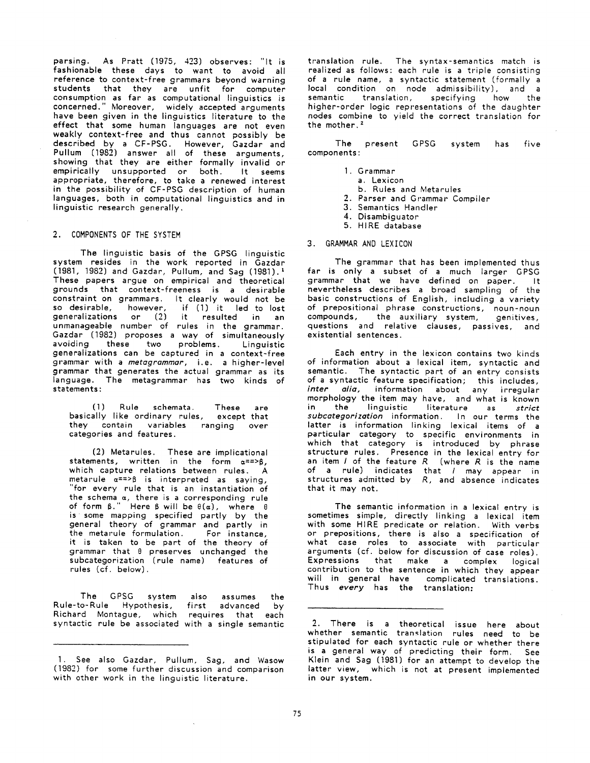parsing. As Pratt (1975, 423) observes: "It is fashionable these days to want to avoid all reference to context-free grammars beyond warning students that they are unfit for computer consumption as far as computational linguistics is concerned." Moreover, widely accepted arguments have been given in the linguistics literature to the effect that some human languages are not even weakly context-free and thus cannot possibly be described by a CF-PSG. However, Gazdar and Pullum (1982) answer all of these arguments, showing that they are either formally invalid or empirically unsupported or both. It seems appropriate, therefore, to take a renewed interest in the possibility of CF-PSG description of human languages, both in computational linguistics and in linguistic research generally.

## 2. COMPONENTS OF THE SYSTEM

The linguistic basis of the GPSG linguistic system resides in the work reported in Gazdar (1981, 1982) and Gazdar, Pullum, and Sag (1981).[1] These papers argue on empirical and theoretical grounds that context-freeness is a desirable constraint on grammars. It clearly would not be so desirable, however, if (1) it led to lost generalizations or (2) it resulted in an unmanageable number of rules in the grammar. Gazdar (1982) proposes a way of simultaneously avoiding these two problems. Linguistic generalizations can be captured in a context-free grammar with a *metagrammar*, i.e. a higher-level grammar that generates the actual grammar as its language. The metagrammar has two kinds of statements:

(1) Rule schemata. These are basically like ordinary rules, except that they contain variables ranging over categories and features.

(2) Metarules. These are implicational statements, written in the form $\alpha ==> \beta$, which capture relations between rules. A metarule $\alpha ==> \beta$ is interpreted as saying, "for every rule that is an instantiation of the schema $\alpha$, there is a corresponding rule of form $\beta$." Here $\beta$ will be $\theta(\alpha)$, where $\theta$ is some mapping specified partly by the general theory of grammar and partly in the metarule formulation. For instance, it is taken to be part of the theory of grammar that $\theta$ preserves unchanged the subcategorization (rule name) features of rules (cf. below).

The GPSG system also assumes the Rule-to-Rule Hypothesis, first advanced by Richard Montague, which requires that each syntactic rule be associated with a single semantic translation rule. The syntax-semantics match is realized as follows: each rule is a triple consisting of a rule name, a syntactic statement (formally a local condition on node admissibility), and a semantic translation, specifying how the higher-order logic representations of the daughter nodes combine to yield the correct translation for the mother.[2]

The present GPSG system has five components:

1. Grammar
   a. Lexicon
   b. Rules and Metarules
2. Parser and Grammar Compiler
3. Semantics Handler
4. Disambiguator
5. HIRE database

## 3. GRAMMAR AND LEXICON

The grammar that has been implemented thus far is only a subset of a much larger GPSG grammar that we have defined on paper. It nevertheless describes a broad sampling of the basic constructions of English, including a variety of prepositional phrase constructions, noun-noun compounds, the auxiliary system, genitives, questions and relative clauses, passives, and existential sentences.

Each entry in the lexicon contains two kinds of information about a lexical item, syntactic and semantic. The syntactic part of an entry consists of a syntactic feature specification; this includes, *inter alia*, information about any irregular morphology the item may have, and what is known in the linguistic literature as *strict subcategorization* information. In our terms the latter is information linking lexical items of a particular category to specific environments in which that category is introduced by phrase structure rules. Presence in the lexical entry for an item *I* of the feature *R* (where *R* is the name of a rule) indicates that *I* may appear in structures admitted by *R*, and absence indicates that it may not.

The semantic information in a lexical entry is sometimes simple, directly linking a lexical item with some HIRE predicate or relation. With verbs or prepositions, there is also a specification of what case roles to associate with particular arguments (cf. below for discussion of case roles). Expressions that make a complex logical contribution to the sentence in which they appear will in general have complicated translations. Thus *every* has the translation:

---

1. See also Gazdar, Pullum, Sag, and Wasow (1982) for some further discussion and comparison with other work in the linguistic literature.

2. There is a theoretical issue here about whether semantic translation rules need to be stipulated for each syntactic rule or whether there is a general way of predicting their form. See Klein and Sag (1981) for an attempt to develop the latter view, which is not at present implemented in our system.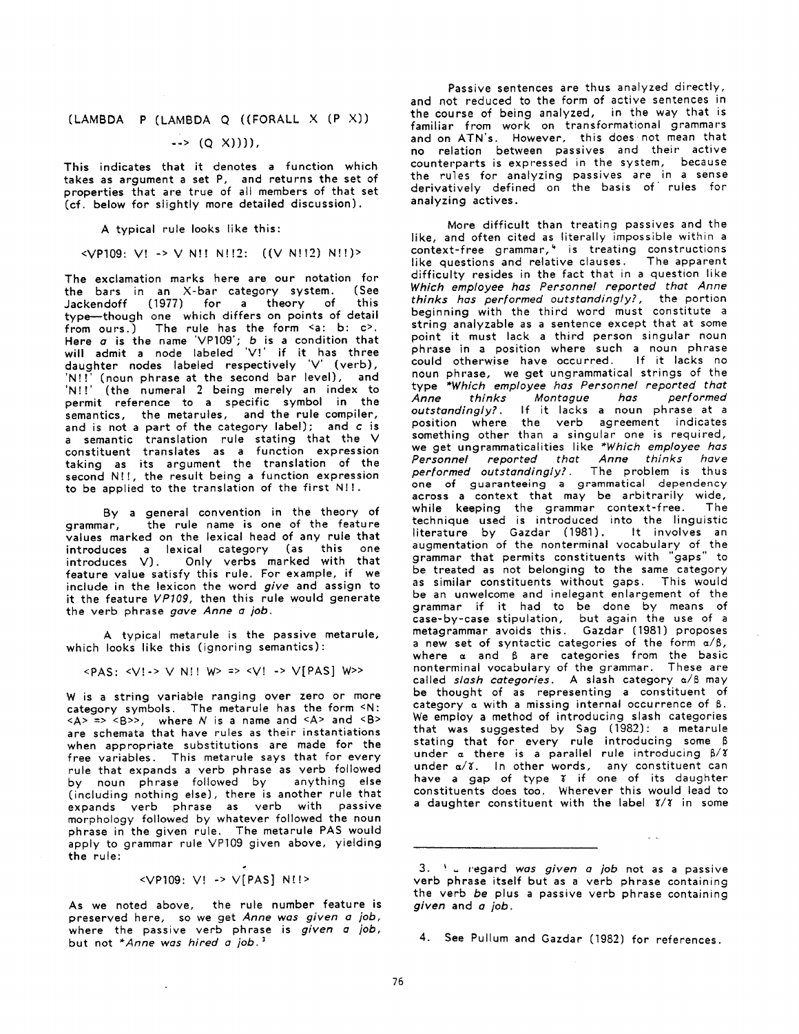```
(LAMBDA P (LAMBDA Q ((FORALL X (P X))
        --> (Q X)))),
```

This indicates that it denotes a function which takes as argument a set P, and returns the set of properties that are true of all members of that set (cf. below for slightly more detailed discussion).

A typical rule looks like this:

```
<VP109: V! -> V N!! N!!2: ((V N!!2) N!!)>
```

The exclamation marks here are our notation for the bars in an X-bar category system. (See Jackendoff (1977) for a theory of this type—though one which differs on points of detail from ours.) The rule has the form <a: b: c>. Here *a* is the name 'VP109'; *b* is a condition that will admit a node labeled 'V!' if it has three daughter nodes labeled respectively 'V' (verb), 'N!!' (noun phrase at the second bar level), and 'N!!' (the numeral 2 being merely an index to permit reference to a specific symbol in the semantics, the metarules, and the rule compiler, and is not a part of the category label); and *c* is a semantic translation rule stating that the V constituent translates as a function expression taking as its argument the translation of the second N!!, the result being a function expression to be applied to the translation of the first N!!.

By a general convention in the theory of grammar, the rule name is one of the feature values marked on the lexical head of any rule that introduces a lexical category (as this one introduces V). Only verbs marked with that feature value satisfy this rule. For example, if we include in the lexicon the word *give* and assign to it the feature *VP109*, then this rule would generate the verb phrase *gave Anne a job*.

A typical metarule is the passive metarule, which looks like this (ignoring semantics):

```
<PAS: <V!-> V N!! W> => <V! -> V[PAS] W>>
```

W is a string variable ranging over zero or more category symbols. The metarule has the form <N: <A> => <B>>, where *N* is a name and <A> and <B> are schemata that have rules as their instantiations when appropriate substitutions are made for the free variables. This metarule says that for every rule that expands a verb phrase as verb followed by noun phrase followed by anything else (including nothing else), there is another rule that expands verb phrase as verb with passive morphology followed by whatever followed the noun phrase in the given rule. The metarule PAS would apply to grammar rule VP109 given above, yielding the rule:

```
<VP109: V! -> V[PAS] N!!>
```

As we noted above, the rule number feature is preserved here, so we get *Anne was given a job*, where the passive verb phrase is *given a job*, but not *\*Anne was hired a job.*[3]

Passive sentences are thus analyzed directly, and not reduced to the form of active sentences in the course of being analyzed, in the way that is familiar from work on transformational grammars and on ATN's. However, this does not mean that no relation between passives and their active counterparts is expressed in the system, because the rules for analyzing passives are in a sense derivatively defined on the basis of rules for analyzing actives.

More difficult than treating passives and the like, and often cited as literally impossible within a context-free grammar,[4] is treating constructions like questions and relative clauses. The apparent difficulty resides in the fact that in a question like *Which employee has Personnel reported that Anne thinks has performed outstandingly?*, the portion beginning with the third word must constitute a string analyzable as a sentence except that at some point it must lack a third person singular noun phrase in a position where such a noun phrase could otherwise have occurred. If it lacks no noun phrase, we get ungrammatical strings of the type *\*Which employee has Personnel reported that Anne thinks Montague has performed outstandingly?*. If it lacks a noun phrase at a position where the verb agreement indicates something other than a singular one is required, we get ungrammaticalities like *\*Which employee has Personnel reported that Anne thinks have performed outstandingly?*. The problem is thus one of guaranteeing a grammatical dependency across a context that may be arbitrarily wide, while keeping the grammar context-free. The technique used is introduced into the linguistic literature by Gazdar (1981). It involves an augmentation of the nonterminal vocabulary of the grammar that permits constituents with "gaps" to be treated as not belonging to the same category as similar constituents without gaps. This would be an unwelcome and inelegant enlargement of the grammar if it had to be done by means of case-by-case stipulation, but again the use of a metagrammar avoids this. Gazdar (1981) proposes a new set of syntactic categories of the form $\alpha/\beta$, where $\alpha$ and $\beta$ are categories from the basic nonterminal vocabulary of the grammar. These are called *slash categories*. A slash category $\alpha/\beta$ may be thought of as representing a constituent of category $\alpha$ with a missing internal occurrence of $\beta$. We employ a method of introducing slash categories that was suggested by Sag (1982): a metarule stating that for every rule introducing some $\beta$ under $\alpha$ there is a parallel rule introducing $\beta/\gamma$ under $\alpha/\gamma$. In other words, any constituent can have a gap of type $\gamma$ if one of its daughter constituents does too. Wherever this would lead to a daughter constituent with the label $\gamma/\gamma$ in some

---

3. We regard *was given a job* not as a passive verb phrase itself but as a verb phrase containing the verb *be* plus a passive verb phrase containing *given* and *a job*.

4. See Pullum and Gazdar (1982) for references.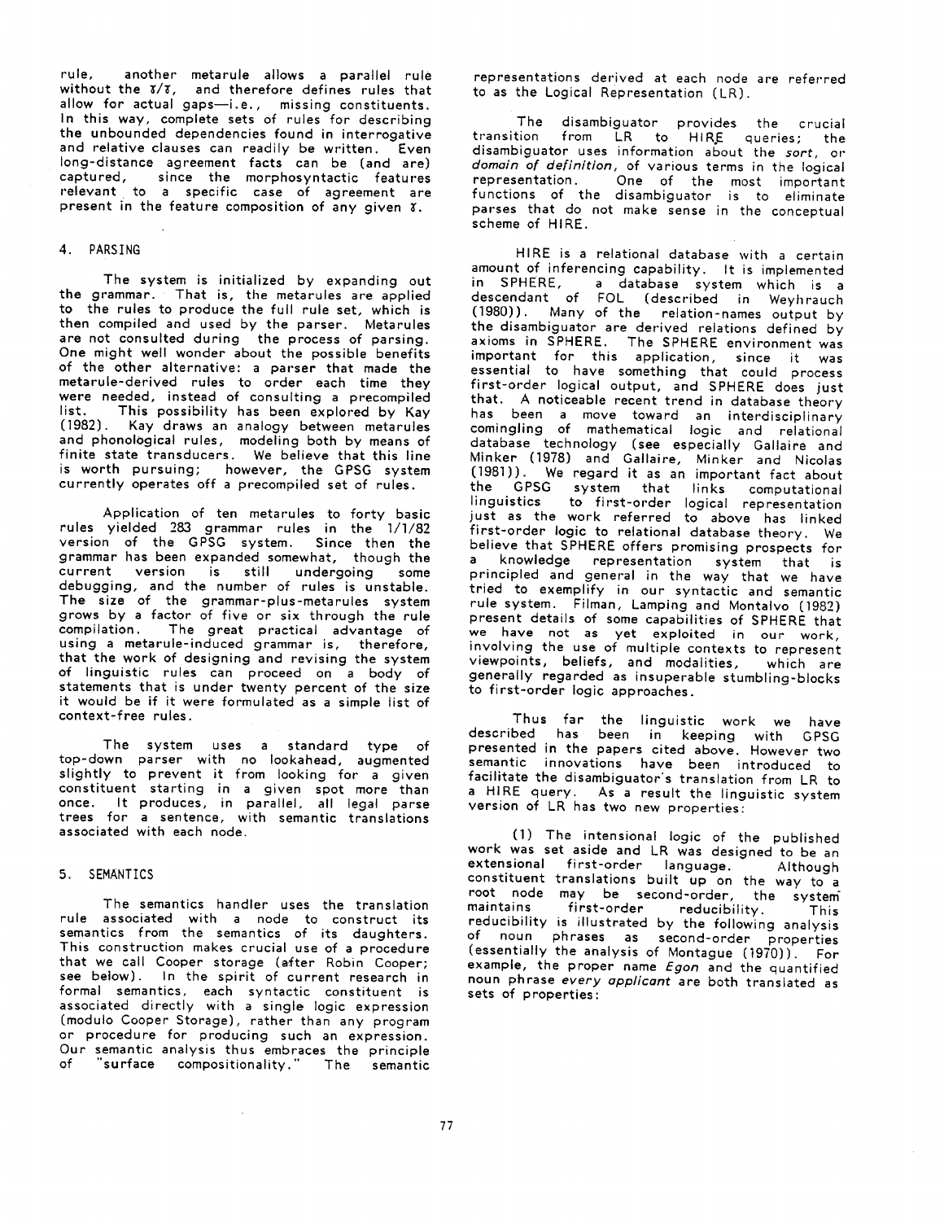rule, another metarule allows a parallel rule without the $\bar{\alpha}/\bar{\alpha}$, and therefore defines rules that allow for actual gaps—i.e., missing constituents. In this way, complete sets of rules for describing the unbounded dependencies found in interrogative and relative clauses can readily be written. Even long-distance agreement facts can be (and are) captured, since the morphosyntactic features relevant to a specific case of agreement are present in the feature composition of any given $\bar{\alpha}$.

## 4. PARSING

The system is initialized by expanding out the grammar. That is, the metarules are applied to the rules to produce the full rule set, which is then compiled and used by the parser. Metarules are not consulted during the process of parsing. One might well wonder about the possible benefits of the other alternative: a parser that made the metarule-derived rules to order each time they were needed, instead of consulting a precompiled list. This possibility has been explored by Kay (1982). Kay draws an analogy between metarules and phonological rules, modeling both by means of finite state transducers. We believe that this line is worth pursuing; however, the GPSG system currently operates off a precompiled set of rules.

Application of ten metarules to forty basic rules yielded 283 grammar rules in the 1/1/82 version of the GPSG system. Since then the grammar has been expanded somewhat, though the current version is still undergoing some debugging, and the number of rules is unstable. The size of the grammar-plus-metarules system grows by a factor of five or six through the rule compilation. The great practical advantage of using a metarule-induced grammar is, therefore, that the work of designing and revising the system of linguistic rules can proceed on a body of statements that is under twenty percent of the size it would be if it were formulated as a simple list of context-free rules.

The system uses a standard type of top-down parser with no lookahead, augmented slightly to prevent it from looking for a given constituent starting in a given spot more than once. It produces, in parallel, all legal parse trees for a sentence, with semantic translations associated with each node.

## 5. SEMANTICS

The semantics handler uses the translation rule associated with a node to construct its semantics from the semantics of its daughters. This construction makes crucial use of a procedure that we call Cooper storage (after Robin Cooper; see below). In the spirit of current research in formal semantics, each syntactic constituent is associated directly with a single logic expression (modulo Cooper Storage), rather than any program or procedure for producing such an expression. Our semantic analysis thus embraces the principle of "surface compositionality." The semantic representations derived at each node are referred to as the Logical Representation (LR).

The disambiguator provides the crucial transition from LR to HIRE queries; the disambiguator uses information about the *sort*, or *domain of definition*, of various terms in the logical representation. One of the most important functions of the disambiguator is to eliminate parses that do not make sense in the conceptual scheme of HIRE.

HIRE is a relational database with a certain amount of inferencing capability. It is implemented in SPHERE, a database system which is a descendant of FOL (described in Weyhrauch (1980)). Many of the relation-names output by the disambiguator are derived relations defined by axioms in SPHERE. The SPHERE environment was important for this application, since it was essential to have something that could process first-order logical output, and SPHERE does just that. A noticeable recent trend in database theory has been a move toward an interdisciplinary comingling of mathematical logic and relational database technology (see especially Gallaire and Minker (1978) and Gallaire, Minker and Nicolas (1981)). We regard it as an important fact about the GPSG system that links computational linguistics to first-order logical representation just as the work referred to above has linked first-order logic to relational database theory. We believe that SPHERE offers promising prospects for a knowledge representation system that is principled and general in the way that we have tried to exemplify in our syntactic and semantic rule system. Filman, Lamping and Montalvo (1982) present details of some capabilities of SPHERE that we have not as yet exploited in our work, involving the use of multiple contexts to represent viewpoints, beliefs, and modalities, which are generally regarded as insuperable stumbling-blocks to first-order logic approaches.

Thus far the linguistic work we have described has been in keeping with GPSG presented in the papers cited above. However two semantic innovations have been introduced to facilitate the disambiguator's translation from LR to a HIRE query. As a result the linguistic system version of LR has two new properties:

(1) The intensional logic of the published work was set aside and LR was designed to be an extensional first-order language. Although constituent translations built up on the way to a root node may be second-order, the system maintains first-order reducibility. This reducibility is illustrated by the following analysis of noun phrases as second-order properties (essentially the analysis of Montague (1970)). For example, the proper name *Egon* and the quantified noun phrase *every applicant* are both translated as sets of properties: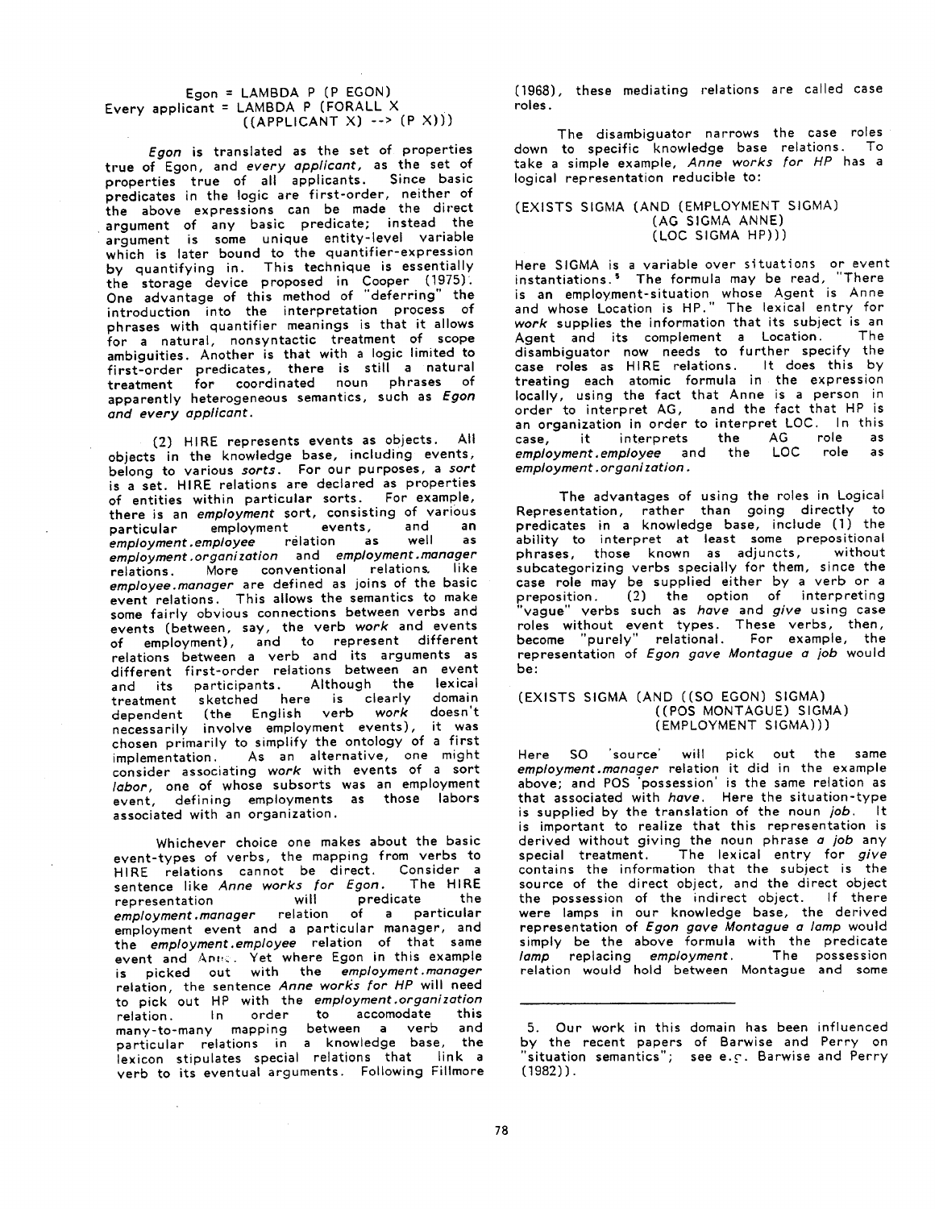```
Egon = LAMBDA P (P EGON)
Every applicant = LAMBDA P (FORALL X
        ((APPLICANT X) --> (P X)))
```

*Egon* is translated as the set of properties true of Egon, and *every applicant*, as the set of properties true of all applicants. Since basic predicates in the logic are first-order, neither of the above expressions can be made the direct argument of any basic predicate; instead the argument is some unique entity-level variable which is later bound to the quantifier-expression by quantifying in. This technique is essentially the storage device proposed in Cooper (1975). One advantage of this method of "deferring" the introduction into the interpretation process of phrases with quantifier meanings is that it allows for a natural, nonsyntactic treatment of scope ambiguities. Another is that with a logic limited to first-order predicates, there is still a natural treatment for coordinated noun phrases of apparently heterogeneous semantics, such as *Egon and every applicant*.

(2) HIRE represents events as objects. All objects in the knowledge base, including events, belong to various *sorts*. For our purposes, a *sort* is a set. HIRE relations are declared as properties of entities within particular sorts. For example, there is an *employment* sort, consisting of various particular employment events, and an *employment.employee* relation as well as *employment.organization* and *employment.manager* relations. More conventional relations like *employee.manager* are defined as joins of the basic event relations. This allows the semantics to make some fairly obvious connections between verbs and events (between, say, the verb *work* and events of employment), and to represent different relations between a verb and its arguments as different first-order relations between an event and its participants. Although the lexical treatment sketched here is clearly domain dependent (the English verb *work* doesn't necessarily involve employment events), it was chosen primarily to simplify the ontology of a first implementation. As an alternative, one might consider associating *work* with events of a sort *labor*, one of whose subsorts was an employment event, defining employments as those labors associated with an organization.

Whichever choice one makes about the basic event-types of verbs, the mapping from verbs to HIRE relations cannot be direct. Consider a sentence like *Anne works for Egon*. The HIRE representation will predicate the *employment.manager* relation of a particular employment event and a particular manager, and the *employment.employee* relation of that same event and Anne. Yet where Egon in this example is picked out with the *employment.manager* relation, the sentence *Anne works for HP* will need to pick out HP with the *employment.organization* relation. In order to accomodate this many-to-many mapping between a verb and particular relations in a knowledge base, the lexicon stipulates special relations that link a verb to its eventual arguments. Following Fillmore (1968), these mediating relations are called case roles.

The disambiguator narrows the case roles down to specific knowledge base relations. To take a simple example, *Anne works for HP* has a logical representation reducible to:

```
(EXISTS SIGMA (AND (EMPLOYMENT SIGMA)
                   (AG SIGMA ANNE)
                   (LOC SIGMA HP)))
```

Here SIGMA is a variable over situations or event instantiations.[5] The formula may be read, "There is an employment-situation whose Agent is Anne and whose Location is HP." The lexical entry for *work* supplies the information that its subject is an Agent and its complement a Location. The disambiguator now needs to further specify the case roles as HIRE relations. It does this by treating each atomic formula in the expression locally, using the fact that Anne is a person in order to interpret AG, and the fact that HP is an organization in order to interpret LOC. In this case, it interprets the AG role as *employment.employee* and the LOC role as *employment.organization*.

The advantages of using the roles in Logical Representation, rather than going directly to predicates in a knowledge base, include (1) the ability to interpret at least some prepositional phrases, those known as adjuncts, without subcategorizing verbs specially for them, since the case role may be supplied either by a verb or a preposition. (2) the option of interpreting "vague" verbs such as *have* and *give* using case roles without event types. These verbs, then, become "purely" relational. For example, the representation of *Egon gave Montague a job* would be:

```
(EXISTS SIGMA (AND ((SO EGON) SIGMA)
                   ((POS MONTAGUE) SIGMA)
                   (EMPLOYMENT SIGMA)))
```

Here SO 'source' will pick out the same *employment.manager* relation it did in the example above; and POS 'possession' is the same relation as that associated with *have*. Here the situation-type is supplied by the translation of the noun *job*. It is important to realize that this representation is derived without giving the noun phrase *a job* any special treatment. The lexical entry for *give* contains the information that the subject is the source of the direct object, and the direct object the possession of the indirect object. If there were lamps in our knowledge base, the derived representation of *Egon gave Montague a lamp* would simply be the above formula with the predicate *lamp* replacing *employment*. The possession relation would hold between Montague and some

---

5. Our work in this domain has been influenced by the recent papers of Barwise and Perry on "situation semantics"; see e.g. Barwise and Perry (1982)).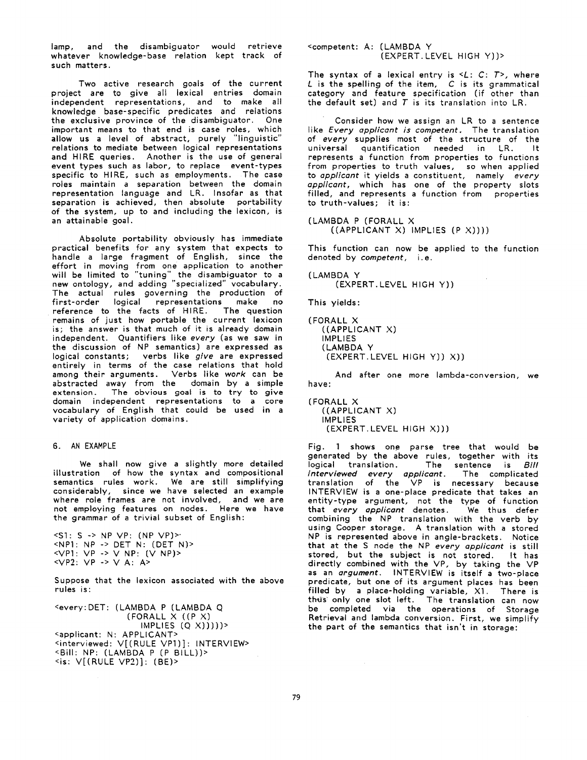lamp, and the disambiguator would retrieve whatever knowledge-base relation kept track of such matters.

Two active research goals of the current project are to give all lexical entries domain independent representations, and to make all knowledge base-specific predicates and relations the exclusive province of the disambiguator. One important means to that end is case roles, which allow us a level of abstract, purely "linguistic" relations to mediate between logical representations and HIRE queries. Another is the use of general event types such as labor, to replace event-types specific to HIRE, such as employments. The case roles maintain a separation between the domain representation language and LR. Insofar as that separation is achieved, then absolute portability of the system, up to and including the lexicon, is an attainable goal.

Absolute portability obviously has immediate practical benefits for any system that expects to handle a large fragment of English, since the effort in moving from one application to another will be limited to "tuning" the disambiguator to a new ontology, and adding "specialized" vocabulary. The actual rules governing the production of first-order logical representations make no reference to the facts of HIRE. The question remains of just how portable the current lexicon is; the answer is that much of it is already domain independent. Quantifiers like *every* (as we saw in the discussion of NP semantics) are expressed as logical constants; verbs like *give* are expressed entirely in terms of the case relations that hold among their arguments. Verbs like *work* can be abstracted away from the domain by a simple extension. The obvious goal is to try to give domain independent representations to a core vocabulary of English that could be used in a variety of application domains.

## 6. AN EXAMPLE

We shall now give a slightly more detailed illustration of how the syntax and compositional semantics rules work. We are still simplifying considerably, since we have selected an example where role frames are not involved, and we are not employing features on nodes. Here we have the grammar of a trivial subset of English:

```
<S1: S -> NP VP: (NP VP)>
<NP1: NP -> DET N: (DET N)>
<VP1: VP -> V NP: (V NP)>
<VP2: VP -> V A: A>
```

Suppose that the lexicon associated with the above rules is:

```
<every:DET: (LAMBDA P (LAMBDA Q
              (FORALL X ((P X)
                 IMPLIES (Q X)))))>
<applicant: N: APPLICANT>
<interviewed: V[(RULE VP1)]: INTERVIEW>
<Bill: NP: (LAMBDA P (P BILL))>
<is: V[(RULE VP2)]: (BE)>
<competent: A: (LAMBDA Y
                 (EXPERT.LEVEL HIGH Y))>
```

The syntax of a lexical entry is <*L*: *C*: *T*>, where *L* is the spelling of the item, *C* is its grammatical category and feature specification (if other than the default set) and *T* is its translation into LR.

Consider how we assign an LR to a sentence like *Every applicant is competent*. The translation of *every* supplies most of the structure of the universal quantification needed in LR. It represents a function from properties to functions from properties to truth values, so when applied to *applicant* it yields a constituent, namely *every applicant*, which has one of the property slots filled, and represents a function from properties to truth-values; it is:

```
(LAMBDA P (FORALL X
     ((APPLICANT X) IMPLIES (P X))))
```

This function can now be applied to the function denoted by *competent*, i.e.

```
(LAMBDA Y
     (EXPERT.LEVEL HIGH Y))
```

This yields:

```
(FORALL X
   ((APPLICANT X)
   IMPLIES
   (LAMBDA Y
    (EXPERT.LEVEL HIGH Y)) X))
```

And after one more lambda-conversion, we have:

```
(FORALL X
   ((APPLICANT X)
   IMPLIES
    (EXPERT.LEVEL HIGH X)))
```

Fig. 1 shows one parse tree that would be generated by the above rules, together with its logical translation. The sentence is *Bill interviewed every applicant*. The complicated translation of the VP is necessary because INTERVIEW is a one-place predicate that takes an entity-type argument, not the type of function that *every applicant* denotes. We thus defer combining the NP translation with the verb by using Cooper storage. A translation with a stored NP is represented above in angle-brackets. Notice that at the S node the NP *every applicant* is still stored, but the subject is not stored. It has directly combined with the VP, by taking the VP as an *argument*. INTERVIEW is itself a two-place predicate, but one of its argument places has been filled by a place-holding variable, X1. There is thus only one slot left. The translation can now be completed via the operations of Storage Retrieval and lambda conversion. First, we simplify the part of the semantics that isn't in storage: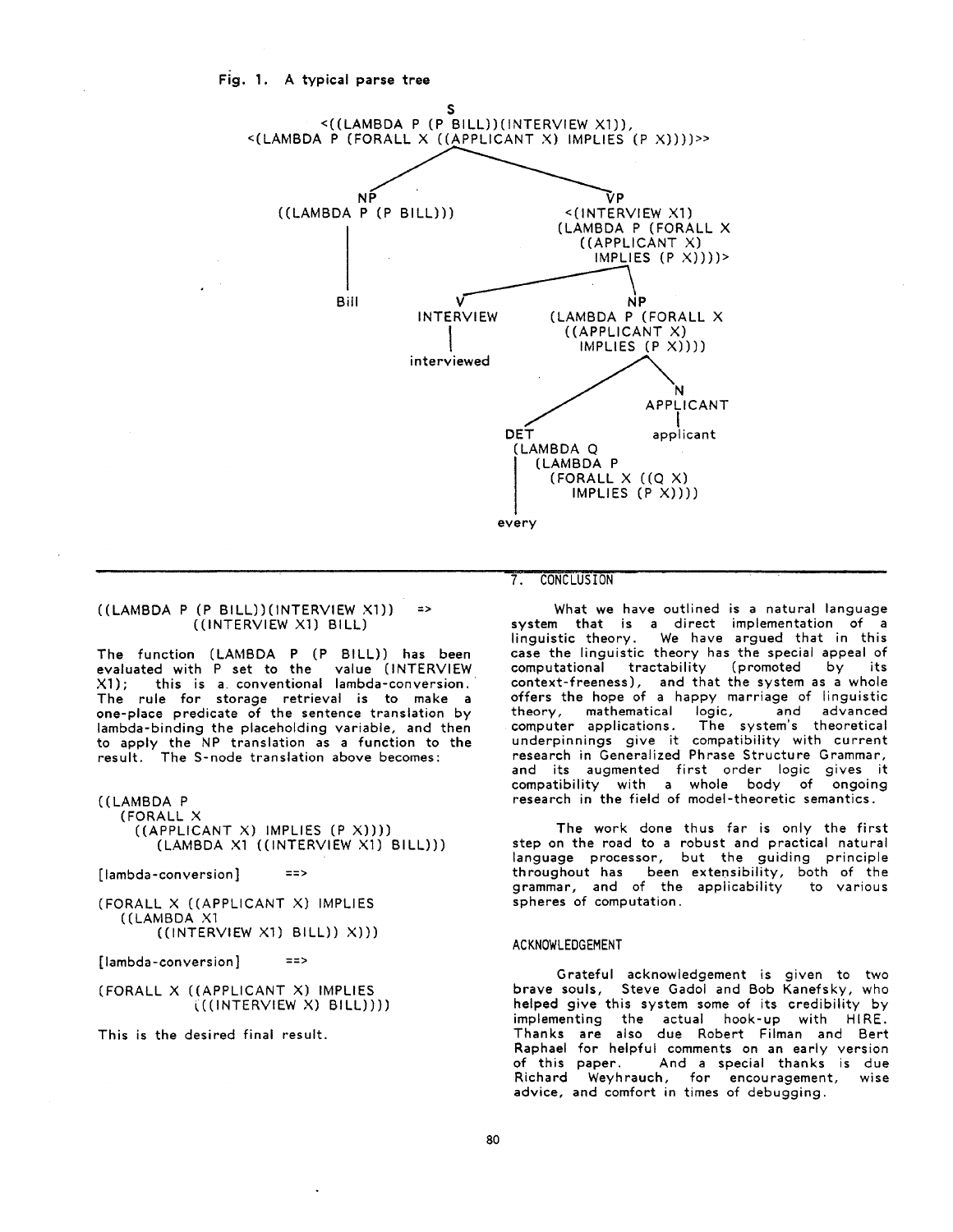Fig. 1. A typical parse tree

```
                                S
          <((LAMBDA P (P BILL))(INTERVIEW X1)),
     <(LAMBDA P (FORALL X ((APPLICANT X) IMPLIES (P X))))>>

              NP                                VP
     ((LAMBDA P (P BILL)))              <(INTERVIEW X1)
                                        (LAMBDA P (FORALL X
              |                            ((APPLICANT X)
                                            IMPLIES (P X))))>
             Bill
                              V                  NP
                          INTERVIEW       (LAMBDA P (FORALL X
                              |              ((APPLICANT X)
                         interviewed           IMPLIES (P X))))

                                                          N
                                                      APPLICANT
                                                          |
                                       DET            applicant
                                    (LAMBDA Q
                                      (LAMBDA P
                                        (FORALL X ((Q X)
                                          IMPLIES (P X))))
                                       |
                                     every
```

```
((LAMBDA P (P BILL))(INTERVIEW X1))   =>
          ((INTERVIEW X1) BILL)
```

The function (LAMBDA P (P BILL)) has been evaluated with P set to the value (INTERVIEW X1); this is a conventional lambda-conversion. The rule for storage retrieval is to make a one-place predicate of the sentence translation by lambda-binding the placeholding variable, and then to apply the NP translation as a function to the result. The S-node translation above becomes:

```
((LAMBDA P
   (FORALL X
     ((APPLICANT X) IMPLIES (P X))))
        (LAMBDA X1 ((INTERVIEW X1) BILL)))

[lambda-conversion]        ==>

(FORALL X ((APPLICANT X) IMPLIES
   ((LAMBDA X1
        ((INTERVIEW X1) BILL)) X)))

[lambda-conversion]        ==>

(FORALL X ((APPLICANT X) IMPLIES
          (((INTERVIEW X) BILL))))
```

This is the desired final result.

## 7. CONCLUSION

What we have outlined is a natural language system that is a direct implementation of a linguistic theory. We have argued that in this case the linguistic theory has the special appeal of computational tractability (promoted by its context-freeness), and that the system as a whole offers the hope of a happy marriage of linguistic theory, mathematical logic, and advanced computer applications. The system's theoretical underpinnings give it compatibility with current research in Generalized Phrase Structure Grammar, and its augmented first order logic gives it compatibility with a whole body of ongoing research in the field of model-theoretic semantics.

The work done thus far is only the first step on the road to a robust and practical natural language processor, but the guiding principle throughout has been extensibility, both of the grammar, and of the applicability to various spheres of computation.

## ACKNOWLEDGEMENT

Grateful acknowledgement is given to two brave souls, Steve Gadol and Bob Kanefsky, who helped give this system some of its credibility by implementing the actual hook-up with HIRE. Thanks are also due Robert Filman and Bert Raphael for helpful comments on an early version of this paper. And a special thanks is due Richard Weyhrauch, for encouragement, wise advice, and comfort in times of debugging.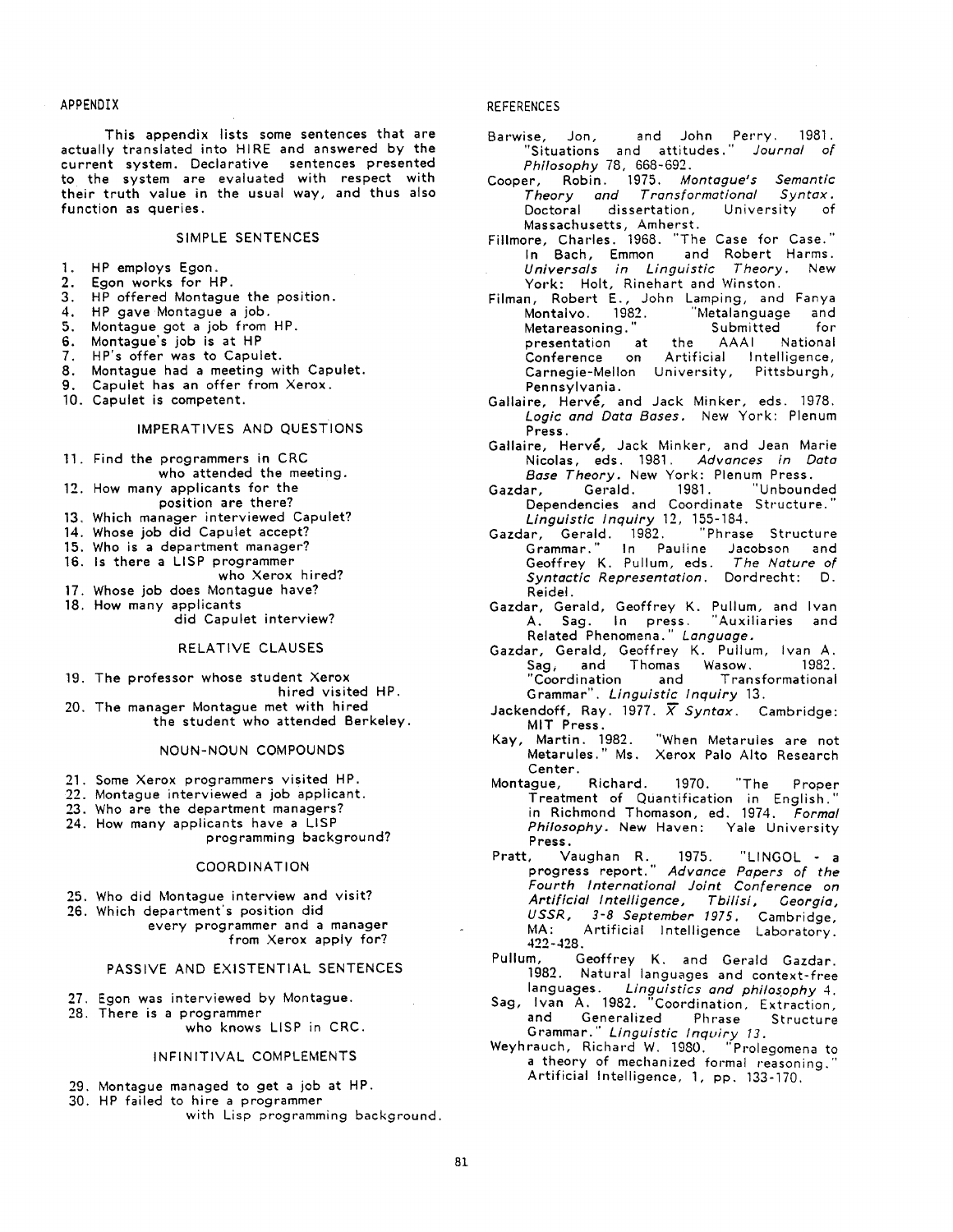## APPENDIX

This appendix lists some sentences that are actually translated into HIRE and answered by the current system. Declarative sentences presented to the system are evaluated with respect with their truth value in the usual way, and thus also function as queries.

### SIMPLE SENTENCES

1. HP employs Egon.
2. Egon works for HP.
3. HP offered Montague the position.
4. HP gave Montague a job.
5. Montague got a job from HP.
6. Montague's job is at HP
7. HP's offer was to Capulet.
8. Montague had a meeting with Capulet.
9. Capulet has an offer from Xerox.
10. Capulet is competent.

### IMPERATIVES AND QUESTIONS

11. Find the programmers in CRC who attended the meeting.
12. How many applicants for the position are there?
13. Which manager interviewed Capulet?
14. Whose job did Capulet accept?
15. Who is a department manager?
16. Is there a LISP programmer who Xerox hired?
17. Whose job does Montague have?
18. How many applicants did Capulet interview?

### RELATIVE CLAUSES

19. The professor whose student Xerox hired visited HP.
20. The manager Montague met with hired the student who attended Berkeley.

### NOUN-NOUN COMPOUNDS

21. Some Xerox programmers visited HP.
22. Montague interviewed a job applicant.
23. Who are the department managers?
24. How many applicants have a LISP programming background?

### COORDINATION

25. Who did Montague interview and visit?
26. Which department's position did every programmer and a manager from Xerox apply for?

### PASSIVE AND EXISTENTIAL SENTENCES

27. Egon was interviewed by Montague.
28. There is a programmer who knows LISP in CRC.

### INFINITIVAL COMPLEMENTS

29. Montague managed to get a job at HP.
30. HP failed to hire a programmer with Lisp programming background.

## REFERENCES

Barwise, Jon, and John Perry. 1981. "Situations and attitudes." *Journal of Philosophy* 78, 668-692.

Cooper, Robin. 1975. *Montague's Semantic Theory and Transformational Syntax*. Doctoral dissertation, University of Massachusetts, Amherst.

Fillmore, Charles. 1968. "The Case for Case." In Bach, Emmon and Robert Harms. *Universals in Linguistic Theory*. New York: Holt, Rinehart and Winston.

Filman, Robert E., John Lamping, and Fanya Montalvo. 1982. "Metalanguage and Metareasoning." Submitted for presentation at the AAAI National Conference on Artificial Intelligence, Carnegie-Mellon University, Pittsburgh, Pennsylvania.

Gallaire, Hervé, and Jack Minker, eds. 1978. *Logic and Data Bases*. New York: Plenum Press.

Gallaire, Hervé, Jack Minker, and Jean Marie Nicolas, eds. 1981. *Advances in Data Base Theory*. New York: Plenum Press.

Gazdar, Gerald. 1981. "Unbounded Dependencies and Coordinate Structure." *Linguistic Inquiry* 12, 155-184.

Gazdar, Gerald. 1982. "Phrase Structure Grammar." In Pauline Jacobson and Geoffrey K. Pullum, eds. *The Nature of Syntactic Representation*. Dordrecht: D. Reidel.

Gazdar, Gerald, Geoffrey K. Pullum, and Ivan A. Sag. In press. "Auxiliaries and Related Phenomena." *Language*.

Gazdar, Gerald, Geoffrey K. Pullum, Ivan A. Sag, and Thomas Wasow. 1982. "Coordination and Transformational Grammar". *Linguistic Inquiry* 13.

Jackendoff, Ray. 1977. *$\overline{X}$ Syntax*. Cambridge: MIT Press.

Kay, Martin. 1982. "When Metarules are not Metarules." Ms. Xerox Palo Alto Research Center.

Montague, Richard. 1970. "The Proper Treatment of Quantification in English." in Richmond Thomason, ed. 1974. *Formal Philosophy*. New Haven: Yale University Press.

Pratt, Vaughan R. 1975. "LINGOL - a progress report." *Advance Papers of the Fourth International Joint Conference on Artificial Intelligence, Tbilisi, Georgia, USSR, 3-8 September 1975*. Cambridge, MA: Artificial Intelligence Laboratory. 422-428.

Pullum, Geoffrey K. and Gerald Gazdar. 1982. Natural languages and context-free languages. *Linguistics and philosophy* 4.

Sag, Ivan A. 1982. "Coordination, Extraction, and Generalized Phrase Structure Grammar." *Linguistic Inquiry 13*.

Weyhrauch, Richard W. 1980. "Prolegomena to a theory of mechanized formal reasoning." Artificial Intelligence, 1, pp. 133-170.